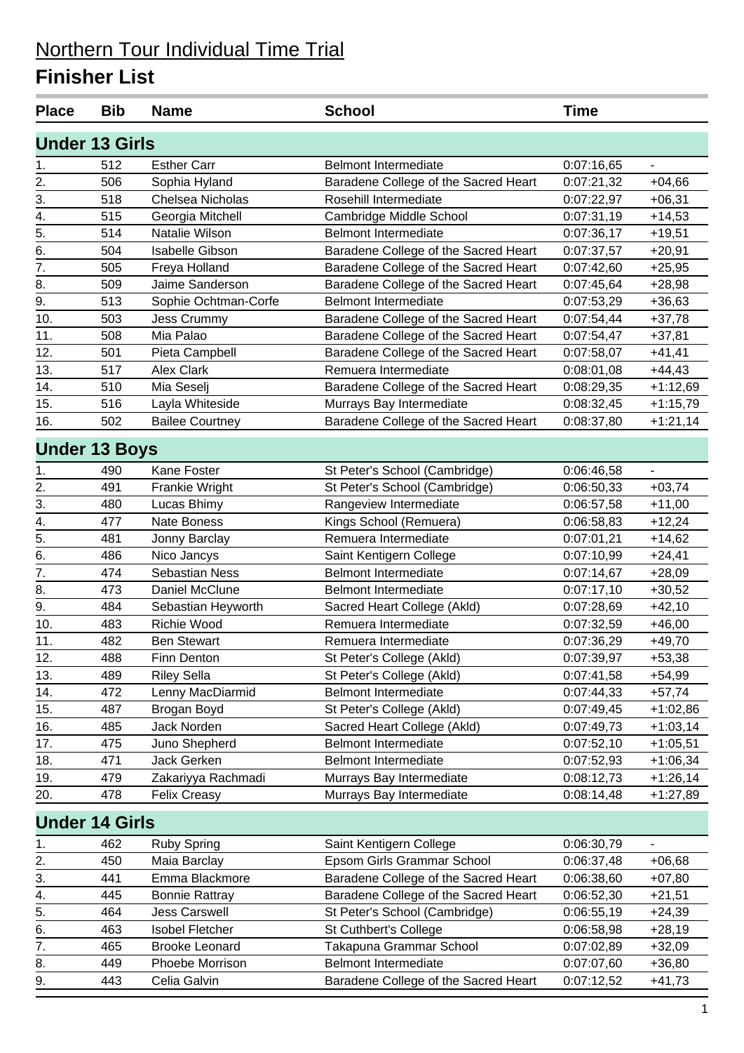# Northern Tour Individual Time Trial

## Finisher List

| Place | Bib | Name | School | Time | |
|---|---|---|---|---|---|
| **Under 13 Girls** | | | | | |
| 1. | 512 | Esther Carr | Belmont Intermediate | 0:07:16,65 | - |
| 2. | 506 | Sophia Hyland | Baradene College of the Sacred Heart | 0:07:21,32 | +04,66 |
| 3. | 518 | Chelsea Nicholas | Rosehill Intermediate | 0:07:22,97 | +06,31 |
| 4. | 515 | Georgia Mitchell | Cambridge Middle School | 0:07:31,19 | +14,53 |
| 5. | 514 | Natalie Wilson | Belmont Intermediate | 0:07:36,17 | +19,51 |
| 6. | 504 | Isabelle Gibson | Baradene College of the Sacred Heart | 0:07:37,57 | +20,91 |
| 7. | 505 | Freya Holland | Baradene College of the Sacred Heart | 0:07:42,60 | +25,95 |
| 8. | 509 | Jaime Sanderson | Baradene College of the Sacred Heart | 0:07:45,64 | +28,98 |
| 9. | 513 | Sophie Ochtman-Corfe | Belmont Intermediate | 0:07:53,29 | +36,63 |
| 10. | 503 | Jess Crummy | Baradene College of the Sacred Heart | 0:07:54,44 | +37,78 |
| 11. | 508 | Mia Palao | Baradene College of the Sacred Heart | 0:07:54,47 | +37,81 |
| 12. | 501 | Pieta Campbell | Baradene College of the Sacred Heart | 0:07:58,07 | +41,41 |
| 13. | 517 | Alex Clark | Remuera Intermediate | 0:08:01,08 | +44,43 |
| 14. | 510 | Mia Seselj | Baradene College of the Sacred Heart | 0:08:29,35 | +1:12,69 |
| 15. | 516 | Layla Whiteside | Murrays Bay Intermediate | 0:08:32,45 | +1:15,79 |
| 16. | 502 | Bailee Courtney | Baradene College of the Sacred Heart | 0:08:37,80 | +1:21,14 |
| **Under 13 Boys** | | | | | |
| 1. | 490 | Kane Foster | St Peter's School (Cambridge) | 0:06:46,58 | - |
| 2. | 491 | Frankie Wright | St Peter's School (Cambridge) | 0:06:50,33 | +03,74 |
| 3. | 480 | Lucas Bhimy | Rangeview Intermediate | 0:06:57,58 | +11,00 |
| 4. | 477 | Nate Boness | Kings School (Remuera) | 0:06:58,83 | +12,24 |
| 5. | 481 | Jonny Barclay | Remuera Intermediate | 0:07:01,21 | +14,62 |
| 6. | 486 | Nico Jancys | Saint Kentigern College | 0:07:10,99 | +24,41 |
| 7. | 474 | Sebastian Ness | Belmont Intermediate | 0:07:14,67 | +28,09 |
| 8. | 473 | Daniel McClune | Belmont Intermediate | 0:07:17,10 | +30,52 |
| 9. | 484 | Sebastian Heyworth | Sacred Heart College (Akld) | 0:07:28,69 | +42,10 |
| 10. | 483 | Richie Wood | Remuera Intermediate | 0:07:32,59 | +46,00 |
| 11. | 482 | Ben Stewart | Remuera Intermediate | 0:07:36,29 | +49,70 |
| 12. | 488 | Finn Denton | St Peter's College (Akld) | 0:07:39,97 | +53,38 |
| 13. | 489 | Riley Sella | St Peter's College (Akld) | 0:07:41,58 | +54,99 |
| 14. | 472 | Lenny MacDiarmid | Belmont Intermediate | 0:07:44,33 | +57,74 |
| 15. | 487 | Brogan Boyd | St Peter's College (Akld) | 0:07:49,45 | +1:02,86 |
| 16. | 485 | Jack Norden | Sacred Heart College (Akld) | 0:07:49,73 | +1:03,14 |
| 17. | 475 | Juno Shepherd | Belmont Intermediate | 0:07:52,10 | +1:05,51 |
| 18. | 471 | Jack Gerken | Belmont Intermediate | 0:07:52,93 | +1:06,34 |
| 19. | 479 | Zakariyya Rachmadi | Murrays Bay Intermediate | 0:08:12,73 | +1:26,14 |
| 20. | 478 | Felix Creasy | Murrays Bay Intermediate | 0:08:14,48 | +1:27,89 |
| **Under 14 Girls** | | | | | |
| 1. | 462 | Ruby Spring | Saint Kentigern College | 0:06:30,79 | - |
| 2. | 450 | Maia Barclay | Epsom Girls Grammar School | 0:06:37,48 | +06,68 |
| 3. | 441 | Emma Blackmore | Baradene College of the Sacred Heart | 0:06:38,60 | +07,80 |
| 4. | 445 | Bonnie Rattray | Baradene College of the Sacred Heart | 0:06:52,30 | +21,51 |
| 5. | 464 | Jess Carswell | St Peter's School (Cambridge) | 0:06:55,19 | +24,39 |
| 6. | 463 | Isobel Fletcher | St Cuthbert's College | 0:06:58,98 | +28,19 |
| 7. | 465 | Brooke Leonard | Takapuna Grammar School | 0:07:02,89 | +32,09 |
| 8. | 449 | Phoebe Morrison | Belmont Intermediate | 0:07:07,60 | +36,80 |
| 9. | 443 | Celia Galvin | Baradene College of the Sacred Heart | 0:07:12,52 | +41,73 |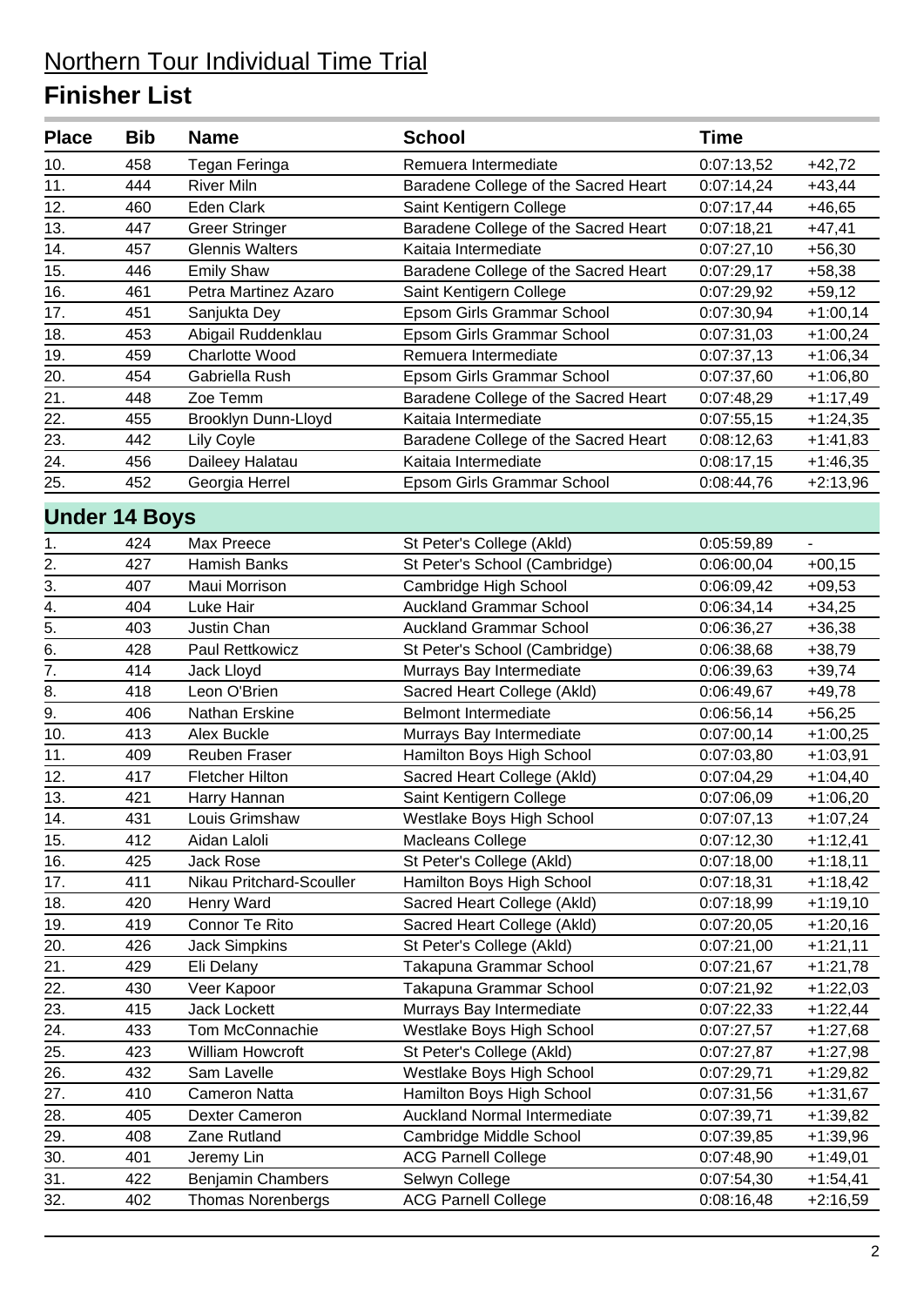# Northern Tour Individual Time Trial

## Finisher List

| Place | Bib | Name | School | Time | |
|---|---|---|---|---|---|
| 10. | 458 | Tegan Feringa | Remuera Intermediate | 0:07:13,52 | +42,72 |
| 11. | 444 | River Miln | Baradene College of the Sacred Heart | 0:07:14,24 | +43,44 |
| 12. | 460 | Eden Clark | Saint Kentigern College | 0:07:17,44 | +46,65 |
| 13. | 447 | Greer Stringer | Baradene College of the Sacred Heart | 0:07:18,21 | +47,41 |
| 14. | 457 | Glennis Walters | Kaitaia Intermediate | 0:07:27,10 | +56,30 |
| 15. | 446 | Emily Shaw | Baradene College of the Sacred Heart | 0:07:29,17 | +58,38 |
| 16. | 461 | Petra Martinez Azaro | Saint Kentigern College | 0:07:29,92 | +59,12 |
| 17. | 451 | Sanjukta Dey | Epsom Girls Grammar School | 0:07:30,94 | +1:00,14 |
| 18. | 453 | Abigail Ruddenklau | Epsom Girls Grammar School | 0:07:31,03 | +1:00,24 |
| 19. | 459 | Charlotte Wood | Remuera Intermediate | 0:07:37,13 | +1:06,34 |
| 20. | 454 | Gabriella Rush | Epsom Girls Grammar School | 0:07:37,60 | +1:06,80 |
| 21. | 448 | Zoe Temm | Baradene College of the Sacred Heart | 0:07:48,29 | +1:17,49 |
| 22. | 455 | Brooklyn Dunn-Lloyd | Kaitaia Intermediate | 0:07:55,15 | +1:24,35 |
| 23. | 442 | Lily Coyle | Baradene College of the Sacred Heart | 0:08:12,63 | +1:41,83 |
| 24. | 456 | Daileey Halatau | Kaitaia Intermediate | 0:08:17,15 | +1:46,35 |
| 25. | 452 | Georgia Herrel | Epsom Girls Grammar School | 0:08:44,76 | +2:13,96 |
| **Under 14 Boys** | | | | | |
| 1. | 424 | Max Preece | St Peter's College (Akld) | 0:05:59,89 | - |
| 2. | 427 | Hamish Banks | St Peter's School (Cambridge) | 0:06:00,04 | +00,15 |
| 3. | 407 | Maui Morrison | Cambridge High School | 0:06:09,42 | +09,53 |
| 4. | 404 | Luke Hair | Auckland Grammar School | 0:06:34,14 | +34,25 |
| 5. | 403 | Justin Chan | Auckland Grammar School | 0:06:36,27 | +36,38 |
| 6. | 428 | Paul Rettkowicz | St Peter's School (Cambridge) | 0:06:38,68 | +38,79 |
| 7. | 414 | Jack Lloyd | Murrays Bay Intermediate | 0:06:39,63 | +39,74 |
| 8. | 418 | Leon O'Brien | Sacred Heart College (Akld) | 0:06:49,67 | +49,78 |
| 9. | 406 | Nathan Erskine | Belmont Intermediate | 0:06:56,14 | +56,25 |
| 10. | 413 | Alex Buckle | Murrays Bay Intermediate | 0:07:00,14 | +1:00,25 |
| 11. | 409 | Reuben Fraser | Hamilton Boys High School | 0:07:03,80 | +1:03,91 |
| 12. | 417 | Fletcher Hilton | Sacred Heart College (Akld) | 0:07:04,29 | +1:04,40 |
| 13. | 421 | Harry Hannan | Saint Kentigern College | 0:07:06,09 | +1:06,20 |
| 14. | 431 | Louis Grimshaw | Westlake Boys High School | 0:07:07,13 | +1:07,24 |
| 15. | 412 | Aidan Laloli | Macleans College | 0:07:12,30 | +1:12,41 |
| 16. | 425 | Jack Rose | St Peter's College (Akld) | 0:07:18,00 | +1:18,11 |
| 17. | 411 | Nikau Pritchard-Scouller | Hamilton Boys High School | 0:07:18,31 | +1:18,42 |
| 18. | 420 | Henry Ward | Sacred Heart College (Akld) | 0:07:18,99 | +1:19,10 |
| 19. | 419 | Connor Te Rito | Sacred Heart College (Akld) | 0:07:20,05 | +1:20,16 |
| 20. | 426 | Jack Simpkins | St Peter's College (Akld) | 0:07:21,00 | +1:21,11 |
| 21. | 429 | Eli Delany | Takapuna Grammar School | 0:07:21,67 | +1:21,78 |
| 22. | 430 | Veer Kapoor | Takapuna Grammar School | 0:07:21,92 | +1:22,03 |
| 23. | 415 | Jack Lockett | Murrays Bay Intermediate | 0:07:22,33 | +1:22,44 |
| 24. | 433 | Tom McConnachie | Westlake Boys High School | 0:07:27,57 | +1:27,68 |
| 25. | 423 | William Howcroft | St Peter's College (Akld) | 0:07:27,87 | +1:27,98 |
| 26. | 432 | Sam Lavelle | Westlake Boys High School | 0:07:29,71 | +1:29,82 |
| 27. | 410 | Cameron Natta | Hamilton Boys High School | 0:07:31,56 | +1:31,67 |
| 28. | 405 | Dexter Cameron | Auckland Normal Intermediate | 0:07:39,71 | +1:39,82 |
| 29. | 408 | Zane Rutland | Cambridge Middle School | 0:07:39,85 | +1:39,96 |
| 30. | 401 | Jeremy Lin | ACG Parnell College | 0:07:48,90 | +1:49,01 |
| 31. | 422 | Benjamin Chambers | Selwyn College | 0:07:54,30 | +1:54,41 |
| 32. | 402 | Thomas Norenbergs | ACG Parnell College | 0:08:16,48 | +2:16,59 |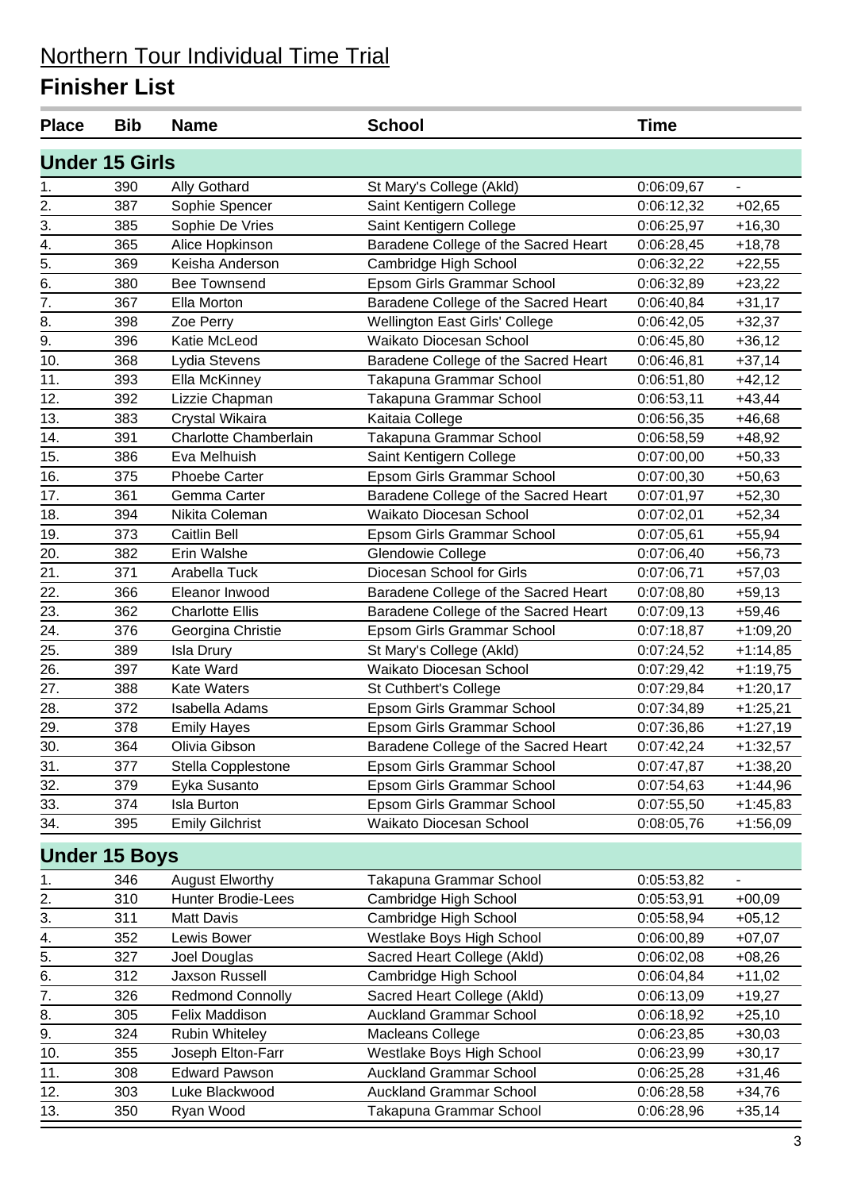# Northern Tour Individual Time Trial

## Finisher List

### Under 15 Girls

| Place | Bib | Name | School | Time | |
|---|---|---|---|---|---|
| 1. | 390 | Ally Gothard | St Mary's College (Akld) | 0:06:09,67 | - |
| 2. | 387 | Sophie Spencer | Saint Kentigern College | 0:06:12,32 | +02,65 |
| 3. | 385 | Sophie De Vries | Saint Kentigern College | 0:06:25,97 | +16,30 |
| 4. | 365 | Alice Hopkinson | Baradene College of the Sacred Heart | 0:06:28,45 | +18,78 |
| 5. | 369 | Keisha Anderson | Cambridge High School | 0:06:32,22 | +22,55 |
| 6. | 380 | Bee Townsend | Epsom Girls Grammar School | 0:06:32,89 | +23,22 |
| 7. | 367 | Ella Morton | Baradene College of the Sacred Heart | 0:06:40,84 | +31,17 |
| 8. | 398 | Zoe Perry | Wellington East Girls' College | 0:06:42,05 | +32,37 |
| 9. | 396 | Katie McLeod | Waikato Diocesan School | 0:06:45,80 | +36,12 |
| 10. | 368 | Lydia Stevens | Baradene College of the Sacred Heart | 0:06:46,81 | +37,14 |
| 11. | 393 | Ella McKinney | Takapuna Grammar School | 0:06:51,80 | +42,12 |
| 12. | 392 | Lizzie Chapman | Takapuna Grammar School | 0:06:53,11 | +43,44 |
| 13. | 383 | Crystal Wikaira | Kaitaia College | 0:06:56,35 | +46,68 |
| 14. | 391 | Charlotte Chamberlain | Takapuna Grammar School | 0:06:58,59 | +48,92 |
| 15. | 386 | Eva Melhuish | Saint Kentigern College | 0:07:00,00 | +50,33 |
| 16. | 375 | Phoebe Carter | Epsom Girls Grammar School | 0:07:00,30 | +50,63 |
| 17. | 361 | Gemma Carter | Baradene College of the Sacred Heart | 0:07:01,97 | +52,30 |
| 18. | 394 | Nikita Coleman | Waikato Diocesan School | 0:07:02,01 | +52,34 |
| 19. | 373 | Caitlin Bell | Epsom Girls Grammar School | 0:07:05,61 | +55,94 |
| 20. | 382 | Erin Walshe | Glendowie College | 0:07:06,40 | +56,73 |
| 21. | 371 | Arabella Tuck | Diocesan School for Girls | 0:07:06,71 | +57,03 |
| 22. | 366 | Eleanor Inwood | Baradene College of the Sacred Heart | 0:07:08,80 | +59,13 |
| 23. | 362 | Charlotte Ellis | Baradene College of the Sacred Heart | 0:07:09,13 | +59,46 |
| 24. | 376 | Georgina Christie | Epsom Girls Grammar School | 0:07:18,87 | +1:09,20 |
| 25. | 389 | Isla Drury | St Mary's College (Akld) | 0:07:24,52 | +1:14,85 |
| 26. | 397 | Kate Ward | Waikato Diocesan School | 0:07:29,42 | +1:19,75 |
| 27. | 388 | Kate Waters | St Cuthbert's College | 0:07:29,84 | +1:20,17 |
| 28. | 372 | Isabella Adams | Epsom Girls Grammar School | 0:07:34,89 | +1:25,21 |
| 29. | 378 | Emily Hayes | Epsom Girls Grammar School | 0:07:36,86 | +1:27,19 |
| 30. | 364 | Olivia Gibson | Baradene College of the Sacred Heart | 0:07:42,24 | +1:32,57 |
| 31. | 377 | Stella Copplestone | Epsom Girls Grammar School | 0:07:47,87 | +1:38,20 |
| 32. | 379 | Eyka Susanto | Epsom Girls Grammar School | 0:07:54,63 | +1:44,96 |
| 33. | 374 | Isla Burton | Epsom Girls Grammar School | 0:07:55,50 | +1:45,83 |
| 34. | 395 | Emily Gilchrist | Waikato Diocesan School | 0:08:05,76 | +1:56,09 |

### Under 15 Boys

| Place | Bib | Name | School | Time | |
|---|---|---|---|---|---|
| 1. | 346 | August Elworthy | Takapuna Grammar School | 0:05:53,82 | - |
| 2. | 310 | Hunter Brodie-Lees | Cambridge High School | 0:05:53,91 | +00,09 |
| 3. | 311 | Matt Davis | Cambridge High School | 0:05:58,94 | +05,12 |
| 4. | 352 | Lewis Bower | Westlake Boys High School | 0:06:00,89 | +07,07 |
| 5. | 327 | Joel Douglas | Sacred Heart College (Akld) | 0:06:02,08 | +08,26 |
| 6. | 312 | Jaxson Russell | Cambridge High School | 0:06:04,84 | +11,02 |
| 7. | 326 | Redmond Connolly | Sacred Heart College (Akld) | 0:06:13,09 | +19,27 |
| 8. | 305 | Felix Maddison | Auckland Grammar School | 0:06:18,92 | +25,10 |
| 9. | 324 | Rubin Whiteley | Macleans College | 0:06:23,85 | +30,03 |
| 10. | 355 | Joseph Elton-Farr | Westlake Boys High School | 0:06:23,99 | +30,17 |
| 11. | 308 | Edward Pawson | Auckland Grammar School | 0:06:25,28 | +31,46 |
| 12. | 303 | Luke Blackwood | Auckland Grammar School | 0:06:28,58 | +34,76 |
| 13. | 350 | Ryan Wood | Takapuna Grammar School | 0:06:28,96 | +35,14 |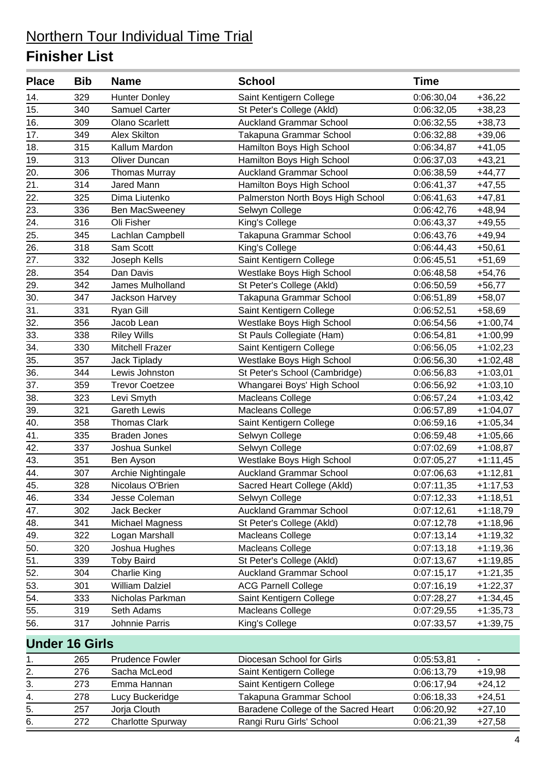# Northern Tour Individual Time Trial

## Finisher List

| Place | Bib | Name | School | Time | |
|---|---|---|---|---|---|
| 14. | 329 | Hunter Donley | Saint Kentigern College | 0:06:30,04 | +36,22 |
| 15. | 340 | Samuel Carter | St Peter's College (Akld) | 0:06:32,05 | +38,23 |
| 16. | 309 | Olano Scarlett | Auckland Grammar School | 0:06:32,55 | +38,73 |
| 17. | 349 | Alex Skilton | Takapuna Grammar School | 0:06:32,88 | +39,06 |
| 18. | 315 | Kallum Mardon | Hamilton Boys High School | 0:06:34,87 | +41,05 |
| 19. | 313 | Oliver Duncan | Hamilton Boys High School | 0:06:37,03 | +43,21 |
| 20. | 306 | Thomas Murray | Auckland Grammar School | 0:06:38,59 | +44,77 |
| 21. | 314 | Jared Mann | Hamilton Boys High School | 0:06:41,37 | +47,55 |
| 22. | 325 | Dima Liutenko | Palmerston North Boys High School | 0:06:41,63 | +47,81 |
| 23. | 336 | Ben MacSweeney | Selwyn College | 0:06:42,76 | +48,94 |
| 24. | 316 | Oli Fisher | King's College | 0:06:43,37 | +49,55 |
| 25. | 345 | Lachlan Campbell | Takapuna Grammar School | 0:06:43,76 | +49,94 |
| 26. | 318 | Sam Scott | King's College | 0:06:44,43 | +50,61 |
| 27. | 332 | Joseph Kells | Saint Kentigern College | 0:06:45,51 | +51,69 |
| 28. | 354 | Dan Davis | Westlake Boys High School | 0:06:48,58 | +54,76 |
| 29. | 342 | James Mulholland | St Peter's College (Akld) | 0:06:50,59 | +56,77 |
| 30. | 347 | Jackson Harvey | Takapuna Grammar School | 0:06:51,89 | +58,07 |
| 31. | 331 | Ryan Gill | Saint Kentigern College | 0:06:52,51 | +58,69 |
| 32. | 356 | Jacob Lean | Westlake Boys High School | 0:06:54,56 | +1:00,74 |
| 33. | 338 | Riley Wills | St Pauls Collegiate (Ham) | 0:06:54,81 | +1:00,99 |
| 34. | 330 | Mitchell Frazer | Saint Kentigern College | 0:06:56,05 | +1:02,23 |
| 35. | 357 | Jack Tiplady | Westlake Boys High School | 0:06:56,30 | +1:02,48 |
| 36. | 344 | Lewis Johnston | St Peter's School (Cambridge) | 0:06:56,83 | +1:03,01 |
| 37. | 359 | Trevor Coetzee | Whangarei Boys' High School | 0:06:56,92 | +1:03,10 |
| 38. | 323 | Levi Smyth | Macleans College | 0:06:57,24 | +1:03,42 |
| 39. | 321 | Gareth Lewis | Macleans College | 0:06:57,89 | +1:04,07 |
| 40. | 358 | Thomas Clark | Saint Kentigern College | 0:06:59,16 | +1:05,34 |
| 41. | 335 | Braden Jones | Selwyn College | 0:06:59,48 | +1:05,66 |
| 42. | 337 | Joshua Sunkel | Selwyn College | 0:07:02,69 | +1:08,87 |
| 43. | 351 | Ben Ayson | Westlake Boys High School | 0:07:05,27 | +1:11,45 |
| 44. | 307 | Archie Nightingale | Auckland Grammar School | 0:07:06,63 | +1:12,81 |
| 45. | 328 | Nicolaus O'Brien | Sacred Heart College (Akld) | 0:07:11,35 | +1:17,53 |
| 46. | 334 | Jesse Coleman | Selwyn College | 0:07:12,33 | +1:18,51 |
| 47. | 302 | Jack Becker | Auckland Grammar School | 0:07:12,61 | +1:18,79 |
| 48. | 341 | Michael Magness | St Peter's College (Akld) | 0:07:12,78 | +1:18,96 |
| 49. | 322 | Logan Marshall | Macleans College | 0:07:13,14 | +1:19,32 |
| 50. | 320 | Joshua Hughes | Macleans College | 0:07:13,18 | +1:19,36 |
| 51. | 339 | Toby Baird | St Peter's College (Akld) | 0:07:13,67 | +1:19,85 |
| 52. | 304 | Charlie King | Auckland Grammar School | 0:07:15,17 | +1:21,35 |
| 53. | 301 | William Dalziel | ACG Parnell College | 0:07:16,19 | +1:22,37 |
| 54. | 333 | Nicholas Parkman | Saint Kentigern College | 0:07:28,27 | +1:34,45 |
| 55. | 319 | Seth Adams | Macleans College | 0:07:29,55 | +1:35,73 |
| 56. | 317 | Johnnie Parris | King's College | 0:07:33,57 | +1:39,75 |

### Under 16 Girls

| Place | Bib | Name | School | Time | |
|---|---|---|---|---|---|
| 1. | 265 | Prudence Fowler | Diocesan School for Girls | 0:05:53,81 | - |
| 2. | 276 | Sacha McLeod | Saint Kentigern College | 0:06:13,79 | +19,98 |
| 3. | 273 | Emma Hannan | Saint Kentigern College | 0:06:17,94 | +24,12 |
| 4. | 278 | Lucy Buckeridge | Takapuna Grammar School | 0:06:18,33 | +24,51 |
| 5. | 257 | Jorja Clouth | Baradene College of the Sacred Heart | 0:06:20,92 | +27,10 |
| 6. | 272 | Charlotte Spurway | Rangi Ruru Girls' School | 0:06:21,39 | +27,58 |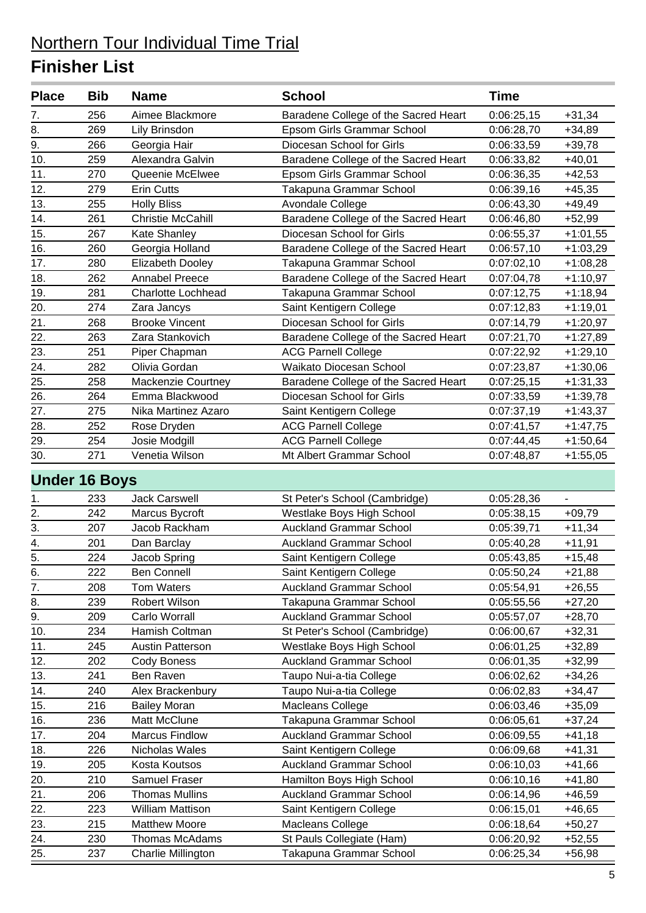# Northern Tour Individual Time Trial

## Finisher List

| Place | Bib | Name | School | Time | |
|---|---|---|---|---|---|
| 7. | 256 | Aimee Blackmore | Baradene College of the Sacred Heart | 0:06:25,15 | +31,34 |
| 8. | 269 | Lily Brinsdon | Epsom Girls Grammar School | 0:06:28,70 | +34,89 |
| 9. | 266 | Georgia Hair | Diocesan School for Girls | 0:06:33,59 | +39,78 |
| 10. | 259 | Alexandra Galvin | Baradene College of the Sacred Heart | 0:06:33,82 | +40,01 |
| 11. | 270 | Queenie McElwee | Epsom Girls Grammar School | 0:06:36,35 | +42,53 |
| 12. | 279 | Erin Cutts | Takapuna Grammar School | 0:06:39,16 | +45,35 |
| 13. | 255 | Holly Bliss | Avondale College | 0:06:43,30 | +49,49 |
| 14. | 261 | Christie McCahill | Baradene College of the Sacred Heart | 0:06:46,80 | +52,99 |
| 15. | 267 | Kate Shanley | Diocesan School for Girls | 0:06:55,37 | +1:01,55 |
| 16. | 260 | Georgia Holland | Baradene College of the Sacred Heart | 0:06:57,10 | +1:03,29 |
| 17. | 280 | Elizabeth Dooley | Takapuna Grammar School | 0:07:02,10 | +1:08,28 |
| 18. | 262 | Annabel Preece | Baradene College of the Sacred Heart | 0:07:04,78 | +1:10,97 |
| 19. | 281 | Charlotte Lochhead | Takapuna Grammar School | 0:07:12,75 | +1:18,94 |
| 20. | 274 | Zara Jancys | Saint Kentigern College | 0:07:12,83 | +1:19,01 |
| 21. | 268 | Brooke Vincent | Diocesan School for Girls | 0:07:14,79 | +1:20,97 |
| 22. | 263 | Zara Stankovich | Baradene College of the Sacred Heart | 0:07:21,70 | +1:27,89 |
| 23. | 251 | Piper Chapman | ACG Parnell College | 0:07:22,92 | +1:29,10 |
| 24. | 282 | Olivia Gordan | Waikato Diocesan School | 0:07:23,87 | +1:30,06 |
| 25. | 258 | Mackenzie Courtney | Baradene College of the Sacred Heart | 0:07:25,15 | +1:31,33 |
| 26. | 264 | Emma Blackwood | Diocesan School for Girls | 0:07:33,59 | +1:39,78 |
| 27. | 275 | Nika Martinez Azaro | Saint Kentigern College | 0:07:37,19 | +1:43,37 |
| 28. | 252 | Rose Dryden | ACG Parnell College | 0:07:41,57 | +1:47,75 |
| 29. | 254 | Josie Modgill | ACG Parnell College | 0:07:44,45 | +1:50,64 |
| 30. | 271 | Venetia Wilson | Mt Albert Grammar School | 0:07:48,87 | +1:55,05 |

## Under 16 Boys

| Place | Bib | Name | School | Time | |
|---|---|---|---|---|---|
| 1. | 233 | Jack Carswell | St Peter's School (Cambridge) | 0:05:28,36 | - |
| 2. | 242 | Marcus Bycroft | Westlake Boys High School | 0:05:38,15 | +09,79 |
| 3. | 207 | Jacob Rackham | Auckland Grammar School | 0:05:39,71 | +11,34 |
| 4. | 201 | Dan Barclay | Auckland Grammar School | 0:05:40,28 | +11,91 |
| 5. | 224 | Jacob Spring | Saint Kentigern College | 0:05:43,85 | +15,48 |
| 6. | 222 | Ben Connell | Saint Kentigern College | 0:05:50,24 | +21,88 |
| 7. | 208 | Tom Waters | Auckland Grammar School | 0:05:54,91 | +26,55 |
| 8. | 239 | Robert Wilson | Takapuna Grammar School | 0:05:55,56 | +27,20 |
| 9. | 209 | Carlo Worrall | Auckland Grammar School | 0:05:57,07 | +28,70 |
| 10. | 234 | Hamish Coltman | St Peter's School (Cambridge) | 0:06:00,67 | +32,31 |
| 11. | 245 | Austin Patterson | Westlake Boys High School | 0:06:01,25 | +32,89 |
| 12. | 202 | Cody Boness | Auckland Grammar School | 0:06:01,35 | +32,99 |
| 13. | 241 | Ben Raven | Taupo Nui-a-tia College | 0:06:02,62 | +34,26 |
| 14. | 240 | Alex Brackenbury | Taupo Nui-a-tia College | 0:06:02,83 | +34,47 |
| 15. | 216 | Bailey Moran | Macleans College | 0:06:03,46 | +35,09 |
| 16. | 236 | Matt McClune | Takapuna Grammar School | 0:06:05,61 | +37,24 |
| 17. | 204 | Marcus Findlow | Auckland Grammar School | 0:06:09,55 | +41,18 |
| 18. | 226 | Nicholas Wales | Saint Kentigern College | 0:06:09,68 | +41,31 |
| 19. | 205 | Kosta Koutsos | Auckland Grammar School | 0:06:10,03 | +41,66 |
| 20. | 210 | Samuel Fraser | Hamilton Boys High School | 0:06:10,16 | +41,80 |
| 21. | 206 | Thomas Mullins | Auckland Grammar School | 0:06:14,96 | +46,59 |
| 22. | 223 | William Mattison | Saint Kentigern College | 0:06:15,01 | +46,65 |
| 23. | 215 | Matthew Moore | Macleans College | 0:06:18,64 | +50,27 |
| 24. | 230 | Thomas McAdams | St Pauls Collegiate (Ham) | 0:06:20,92 | +52,55 |
| 25. | 237 | Charlie Millington | Takapuna Grammar School | 0:06:25,34 | +56,98 |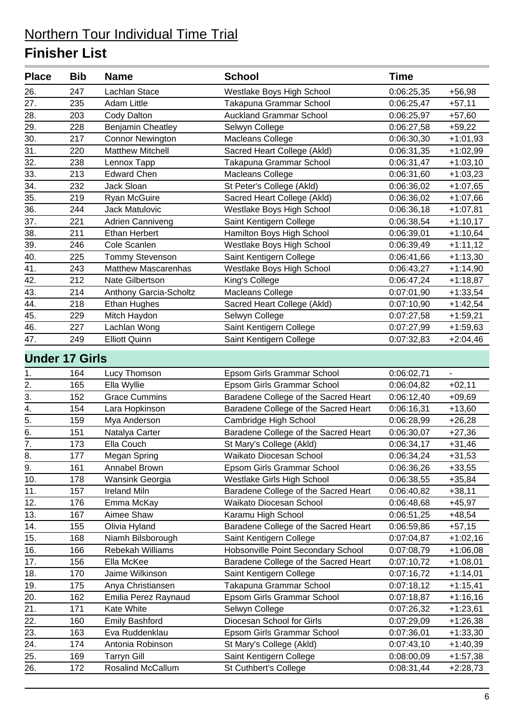# Northern Tour Individual Time Trial

## Finisher List

| Place | Bib | Name | School | Time | |
|---|---|---|---|---|---|
| 26. | 247 | Lachlan Stace | Westlake Boys High School | 0:06:25,35 | +56,98 |
| 27. | 235 | Adam Little | Takapuna Grammar School | 0:06:25,47 | +57,11 |
| 28. | 203 | Cody Dalton | Auckland Grammar School | 0:06:25,97 | +57,60 |
| 29. | 228 | Benjamin Cheatley | Selwyn College | 0:06:27,58 | +59,22 |
| 30. | 217 | Connor Newington | Macleans College | 0:06:30,30 | +1:01,93 |
| 31. | 220 | Matthew Mitchell | Sacred Heart College (Akld) | 0:06:31,35 | +1:02,99 |
| 32. | 238 | Lennox Tapp | Takapuna Grammar School | 0:06:31,47 | +1:03,10 |
| 33. | 213 | Edward Chen | Macleans College | 0:06:31,60 | +1:03,23 |
| 34. | 232 | Jack Sloan | St Peter's College (Akld) | 0:06:36,02 | +1:07,65 |
| 35. | 219 | Ryan McGuire | Sacred Heart College (Akld) | 0:06:36,02 | +1:07,66 |
| 36. | 244 | Jack Matulovic | Westlake Boys High School | 0:06:36,18 | +1:07,81 |
| 37. | 221 | Adrien Canniveng | Saint Kentigern College | 0:06:38,54 | +1:10,17 |
| 38. | 211 | Ethan Herbert | Hamilton Boys High School | 0:06:39,01 | +1:10,64 |
| 39. | 246 | Cole Scanlen | Westlake Boys High School | 0:06:39,49 | +1:11,12 |
| 40. | 225 | Tommy Stevenson | Saint Kentigern College | 0:06:41,66 | +1:13,30 |
| 41. | 243 | Matthew Mascarenhas | Westlake Boys High School | 0:06:43,27 | +1:14,90 |
| 42. | 212 | Nate Gilbertson | King's College | 0:06:47,24 | +1:18,87 |
| 43. | 214 | Anthony Garcia-Scholtz | Macleans College | 0:07:01,90 | +1:33,54 |
| 44. | 218 | Ethan Hughes | Sacred Heart College (Akld) | 0:07:10,90 | +1:42,54 |
| 45. | 229 | Mitch Haydon | Selwyn College | 0:07:27,58 | +1:59,21 |
| 46. | 227 | Lachlan Wong | Saint Kentigern College | 0:07:27,99 | +1:59,63 |
| 47. | 249 | Elliott Quinn | Saint Kentigern College | 0:07:32,83 | +2:04,46 |

### Under 17 Girls

| Place | Bib | Name | School | Time | |
|---|---|---|---|---|---|
| 1. | 164 | Lucy Thomson | Epsom Girls Grammar School | 0:06:02,71 | - |
| 2. | 165 | Ella Wyllie | Epsom Girls Grammar School | 0:06:04,82 | +02,11 |
| 3. | 152 | Grace Cummins | Baradene College of the Sacred Heart | 0:06:12,40 | +09,69 |
| 4. | 154 | Lara Hopkinson | Baradene College of the Sacred Heart | 0:06:16,31 | +13,60 |
| 5. | 159 | Mya Anderson | Cambridge High School | 0:06:28,99 | +26,28 |
| 6. | 151 | Natalya Carter | Baradene College of the Sacred Heart | 0:06:30,07 | +27,36 |
| 7. | 173 | Ella Couch | St Mary's College (Akld) | 0:06:34,17 | +31,46 |
| 8. | 177 | Megan Spring | Waikato Diocesan School | 0:06:34,24 | +31,53 |
| 9. | 161 | Annabel Brown | Epsom Girls Grammar School | 0:06:36,26 | +33,55 |
| 10. | 178 | Wansink Georgia | Westlake Girls High School | 0:06:38,55 | +35,84 |
| 11. | 157 | Ireland Miln | Baradene College of the Sacred Heart | 0:06:40,82 | +38,11 |
| 12. | 176 | Emma McKay | Waikato Diocesan School | 0:06:48,68 | +45,97 |
| 13. | 167 | Aimee Shaw | Karamu High School | 0:06:51,25 | +48,54 |
| 14. | 155 | Olivia Hyland | Baradene College of the Sacred Heart | 0:06:59,86 | +57,15 |
| 15. | 168 | Niamh Bilsborough | Saint Kentigern College | 0:07:04,87 | +1:02,16 |
| 16. | 166 | Rebekah Williams | Hobsonville Point Secondary School | 0:07:08,79 | +1:06,08 |
| 17. | 156 | Ella McKee | Baradene College of the Sacred Heart | 0:07:10,72 | +1:08,01 |
| 18. | 170 | Jaime Wilkinson | Saint Kentigern College | 0:07:16,72 | +1:14,01 |
| 19. | 175 | Anya Christiansen | Takapuna Grammar School | 0:07:18,12 | +1:15,41 |
| 20. | 162 | Emilia Perez Raynaud | Epsom Girls Grammar School | 0:07:18,87 | +1:16,16 |
| 21. | 171 | Kate White | Selwyn College | 0:07:26,32 | +1:23,61 |
| 22. | 160 | Emily Bashford | Diocesan School for Girls | 0:07:29,09 | +1:26,38 |
| 23. | 163 | Eva Ruddenklau | Epsom Girls Grammar School | 0:07:36,01 | +1:33,30 |
| 24. | 174 | Antonia Robinson | St Mary's College (Akld) | 0:07:43,10 | +1:40,39 |
| 25. | 169 | Tarryn Gill | Saint Kentigern College | 0:08:00,09 | +1:57,38 |
| 26. | 172 | Rosalind McCallum | St Cuthbert's College | 0:08:31,44 | +2:28,73 |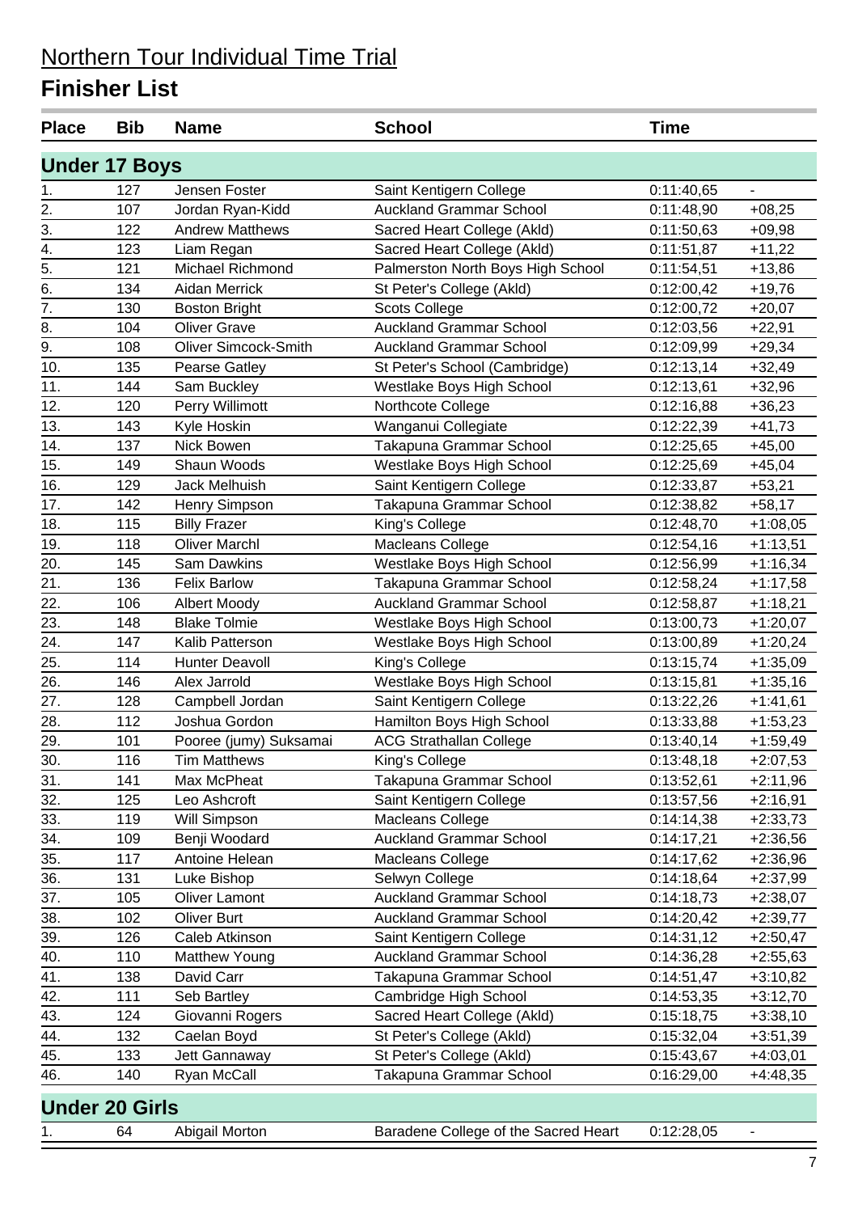# Northern Tour Individual Time Trial

## Finisher List

| Place | Bib | Name | School | Time | |
|---|---|---|---|---|---|
| **Under 17 Boys** | | | | | |
| 1. | 127 | Jensen Foster | Saint Kentigern College | 0:11:40,65 | - |
| 2. | 107 | Jordan Ryan-Kidd | Auckland Grammar School | 0:11:48,90 | +08,25 |
| 3. | 122 | Andrew Matthews | Sacred Heart College (Akld) | 0:11:50,63 | +09,98 |
| 4. | 123 | Liam Regan | Sacred Heart College (Akld) | 0:11:51,87 | +11,22 |
| 5. | 121 | Michael Richmond | Palmerston North Boys High School | 0:11:54,51 | +13,86 |
| 6. | 134 | Aidan Merrick | St Peter's College (Akld) | 0:12:00,42 | +19,76 |
| 7. | 130 | Boston Bright | Scots College | 0:12:00,72 | +20,07 |
| 8. | 104 | Oliver Grave | Auckland Grammar School | 0:12:03,56 | +22,91 |
| 9. | 108 | Oliver Simcock-Smith | Auckland Grammar School | 0:12:09,99 | +29,34 |
| 10. | 135 | Pearse Gatley | St Peter's School (Cambridge) | 0:12:13,14 | +32,49 |
| 11. | 144 | Sam Buckley | Westlake Boys High School | 0:12:13,61 | +32,96 |
| 12. | 120 | Perry Willimott | Northcote College | 0:12:16,88 | +36,23 |
| 13. | 143 | Kyle Hoskin | Wanganui Collegiate | 0:12:22,39 | +41,73 |
| 14. | 137 | Nick Bowen | Takapuna Grammar School | 0:12:25,65 | +45,00 |
| 15. | 149 | Shaun Woods | Westlake Boys High School | 0:12:25,69 | +45,04 |
| 16. | 129 | Jack Melhuish | Saint Kentigern College | 0:12:33,87 | +53,21 |
| 17. | 142 | Henry Simpson | Takapuna Grammar School | 0:12:38,82 | +58,17 |
| 18. | 115 | Billy Frazer | King's College | 0:12:48,70 | +1:08,05 |
| 19. | 118 | Oliver Marchl | Macleans College | 0:12:54,16 | +1:13,51 |
| 20. | 145 | Sam Dawkins | Westlake Boys High School | 0:12:56,99 | +1:16,34 |
| 21. | 136 | Felix Barlow | Takapuna Grammar School | 0:12:58,24 | +1:17,58 |
| 22. | 106 | Albert Moody | Auckland Grammar School | 0:12:58,87 | +1:18,21 |
| 23. | 148 | Blake Tolmie | Westlake Boys High School | 0:13:00,73 | +1:20,07 |
| 24. | 147 | Kalib Patterson | Westlake Boys High School | 0:13:00,89 | +1:20,24 |
| 25. | 114 | Hunter Deavoll | King's College | 0:13:15,74 | +1:35,09 |
| 26. | 146 | Alex Jarrold | Westlake Boys High School | 0:13:15,81 | +1:35,16 |
| 27. | 128 | Campbell Jordan | Saint Kentigern College | 0:13:22,26 | +1:41,61 |
| 28. | 112 | Joshua Gordon | Hamilton Boys High School | 0:13:33,88 | +1:53,23 |
| 29. | 101 | Pooree (jumy) Suksamai | ACG Strathallan College | 0:13:40,14 | +1:59,49 |
| 30. | 116 | Tim Matthews | King's College | 0:13:48,18 | +2:07,53 |
| 31. | 141 | Max McPheat | Takapuna Grammar School | 0:13:52,61 | +2:11,96 |
| 32. | 125 | Leo Ashcroft | Saint Kentigern College | 0:13:57,56 | +2:16,91 |
| 33. | 119 | Will Simpson | Macleans College | 0:14:14,38 | +2:33,73 |
| 34. | 109 | Benji Woodard | Auckland Grammar School | 0:14:17,21 | +2:36,56 |
| 35. | 117 | Antoine Helean | Macleans College | 0:14:17,62 | +2:36,96 |
| 36. | 131 | Luke Bishop | Selwyn College | 0:14:18,64 | +2:37,99 |
| 37. | 105 | Oliver Lamont | Auckland Grammar School | 0:14:18,73 | +2:38,07 |
| 38. | 102 | Oliver Burt | Auckland Grammar School | 0:14:20,42 | +2:39,77 |
| 39. | 126 | Caleb Atkinson | Saint Kentigern College | 0:14:31,12 | +2:50,47 |
| 40. | 110 | Matthew Young | Auckland Grammar School | 0:14:36,28 | +2:55,63 |
| 41. | 138 | David Carr | Takapuna Grammar School | 0:14:51,47 | +3:10,82 |
| 42. | 111 | Seb Bartley | Cambridge High School | 0:14:53,35 | +3:12,70 |
| 43. | 124 | Giovanni Rogers | Sacred Heart College (Akld) | 0:15:18,75 | +3:38,10 |
| 44. | 132 | Caelan Boyd | St Peter's College (Akld) | 0:15:32,04 | +3:51,39 |
| 45. | 133 | Jett Gannaway | St Peter's College (Akld) | 0:15:43,67 | +4:03,01 |
| 46. | 140 | Ryan McCall | Takapuna Grammar School | 0:16:29,00 | +4:48,35 |
| **Under 20 Girls** | | | | | |
| 1. | 64 | Abigail Morton | Baradene College of the Sacred Heart | 0:12:28,05 | - |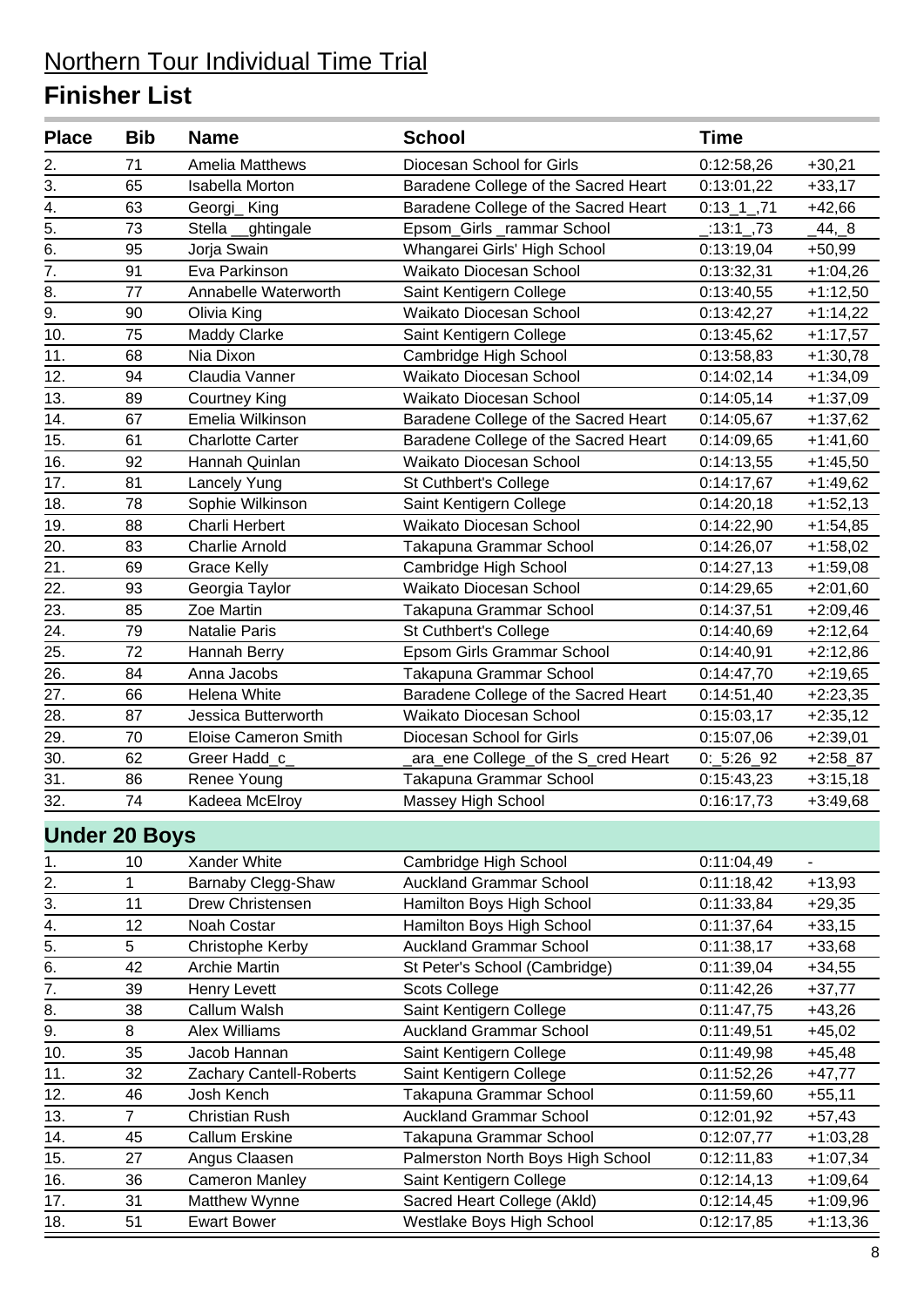# Northern Tour Individual Time Trial

## Finisher List

| Place | Bib | Name | School | Time | |
|---|---|---|---|---|---|
| 2. | 71 | Amelia Matthews | Diocesan School for Girls | 0:12:58,26 | +30,21 |
| 3. | 65 | Isabella Morton | Baradene College of the Sacred Heart | 0:13:01,22 | +33,17 |
| 4. | 63 | Georgi_ King | Baradene College of the Sacred Heart | 0:13_1_,71 | +42,66 |
| 5. | 73 | Stella __ghtingale | Epsom_Girls _rammar School | _:13:1_,73 | _44,_8 |
| 6. | 95 | Jorja Swain | Whangarei Girls' High School | 0:13:19,04 | +50,99 |
| 7. | 91 | Eva Parkinson | Waikato Diocesan School | 0:13:32,31 | +1:04,26 |
| 8. | 77 | Annabelle Waterworth | Saint Kentigern College | 0:13:40,55 | +1:12,50 |
| 9. | 90 | Olivia King | Waikato Diocesan School | 0:13:42,27 | +1:14,22 |
| 10. | 75 | Maddy Clarke | Saint Kentigern College | 0:13:45,62 | +1:17,57 |
| 11. | 68 | Nia Dixon | Cambridge High School | 0:13:58,83 | +1:30,78 |
| 12. | 94 | Claudia Vanner | Waikato Diocesan School | 0:14:02,14 | +1:34,09 |
| 13. | 89 | Courtney King | Waikato Diocesan School | 0:14:05,14 | +1:37,09 |
| 14. | 67 | Emelia Wilkinson | Baradene College of the Sacred Heart | 0:14:05,67 | +1:37,62 |
| 15. | 61 | Charlotte Carter | Baradene College of the Sacred Heart | 0:14:09,65 | +1:41,60 |
| 16. | 92 | Hannah Quinlan | Waikato Diocesan School | 0:14:13,55 | +1:45,50 |
| 17. | 81 | Lancely Yung | St Cuthbert's College | 0:14:17,67 | +1:49,62 |
| 18. | 78 | Sophie Wilkinson | Saint Kentigern College | 0:14:20,18 | +1:52,13 |
| 19. | 88 | Charli Herbert | Waikato Diocesan School | 0:14:22,90 | +1:54,85 |
| 20. | 83 | Charlie Arnold | Takapuna Grammar School | 0:14:26,07 | +1:58,02 |
| 21. | 69 | Grace Kelly | Cambridge High School | 0:14:27,13 | +1:59,08 |
| 22. | 93 | Georgia Taylor | Waikato Diocesan School | 0:14:29,65 | +2:01,60 |
| 23. | 85 | Zoe Martin | Takapuna Grammar School | 0:14:37,51 | +2:09,46 |
| 24. | 79 | Natalie Paris | St Cuthbert's College | 0:14:40,69 | +2:12,64 |
| 25. | 72 | Hannah Berry | Epsom Girls Grammar School | 0:14:40,91 | +2:12,86 |
| 26. | 84 | Anna Jacobs | Takapuna Grammar School | 0:14:47,70 | +2:19,65 |
| 27. | 66 | Helena White | Baradene College of the Sacred Heart | 0:14:51,40 | +2:23,35 |
| 28. | 87 | Jessica Butterworth | Waikato Diocesan School | 0:15:03,17 | +2:35,12 |
| 29. | 70 | Eloise Cameron Smith | Diocesan School for Girls | 0:15:07,06 | +2:39,01 |
| 30. | 62 | Greer Hadd_c_ | _ara_ene College_of the S_cred Heart | 0:_5:26_92 | +2:58_87 |
| 31. | 86 | Renee Young | Takapuna Grammar School | 0:15:43,23 | +3:15,18 |
| 32. | 74 | Kadeea McElroy | Massey High School | 0:16:17,73 | +3:49,68 |

### Under 20 Boys

| Place | Bib | Name | School | Time | |
|---|---|---|---|---|---|
| 1. | 10 | Xander White | Cambridge High School | 0:11:04,49 | - |
| 2. | 1 | Barnaby Clegg-Shaw | Auckland Grammar School | 0:11:18,42 | +13,93 |
| 3. | 11 | Drew Christensen | Hamilton Boys High School | 0:11:33,84 | +29,35 |
| 4. | 12 | Noah Costar | Hamilton Boys High School | 0:11:37,64 | +33,15 |
| 5. | 5 | Christophe Kerby | Auckland Grammar School | 0:11:38,17 | +33,68 |
| 6. | 42 | Archie Martin | St Peter's School (Cambridge) | 0:11:39,04 | +34,55 |
| 7. | 39 | Henry Levett | Scots College | 0:11:42,26 | +37,77 |
| 8. | 38 | Callum Walsh | Saint Kentigern College | 0:11:47,75 | +43,26 |
| 9. | 8 | Alex Williams | Auckland Grammar School | 0:11:49,51 | +45,02 |
| 10. | 35 | Jacob Hannan | Saint Kentigern College | 0:11:49,98 | +45,48 |
| 11. | 32 | Zachary Cantell-Roberts | Saint Kentigern College | 0:11:52,26 | +47,77 |
| 12. | 46 | Josh Kench | Takapuna Grammar School | 0:11:59,60 | +55,11 |
| 13. | 7 | Christian Rush | Auckland Grammar School | 0:12:01,92 | +57,43 |
| 14. | 45 | Callum Erskine | Takapuna Grammar School | 0:12:07,77 | +1:03,28 |
| 15. | 27 | Angus Claasen | Palmerston North Boys High School | 0:12:11,83 | +1:07,34 |
| 16. | 36 | Cameron Manley | Saint Kentigern College | 0:12:14,13 | +1:09,64 |
| 17. | 31 | Matthew Wynne | Sacred Heart College (Akld) | 0:12:14,45 | +1:09,96 |
| 18. | 51 | Ewart Bower | Westlake Boys High School | 0:12:17,85 | +1:13,36 |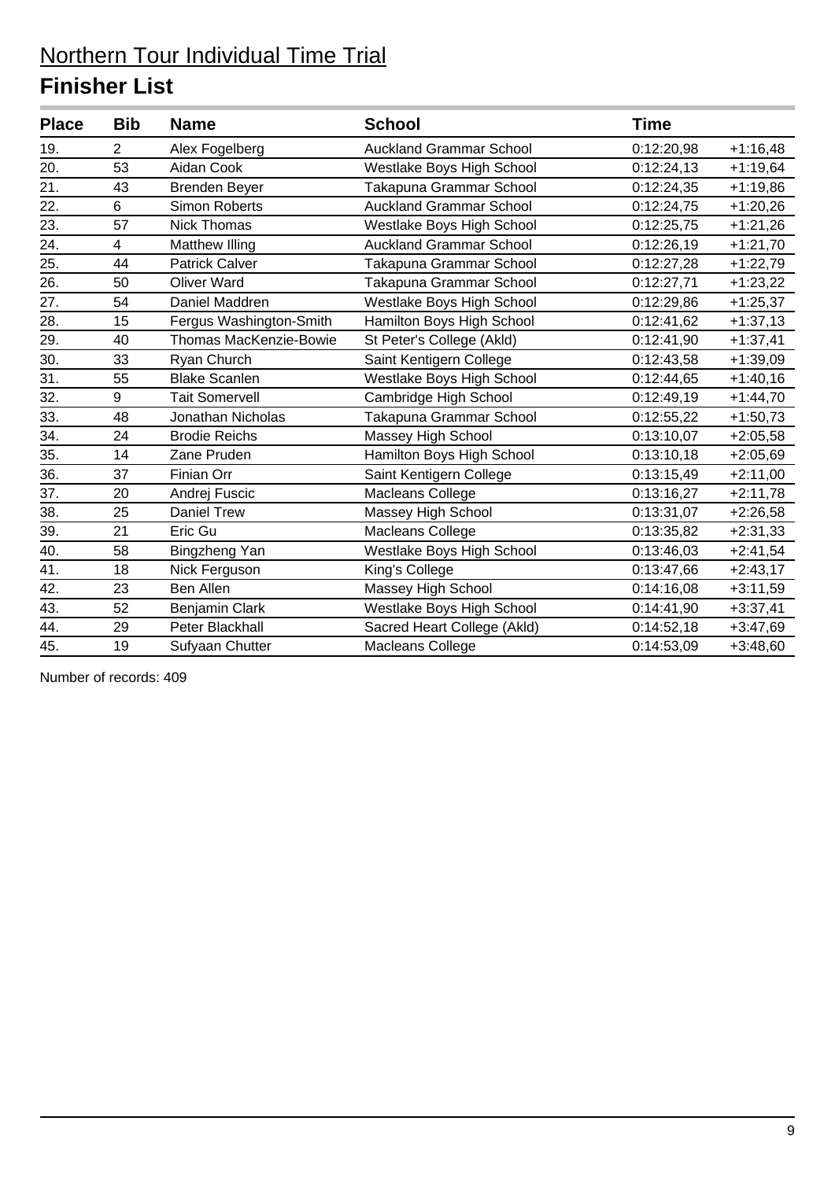# Northern Tour Individual Time Trial

## Finisher List

| Place | Bib | Name | School | Time | |
|---|---|---|---|---|---|
| 19. | 2 | Alex Fogelberg | Auckland Grammar School | 0:12:20,98 | +1:16,48 |
| 20. | 53 | Aidan Cook | Westlake Boys High School | 0:12:24,13 | +1:19,64 |
| 21. | 43 | Brenden Beyer | Takapuna Grammar School | 0:12:24,35 | +1:19,86 |
| 22. | 6 | Simon Roberts | Auckland Grammar School | 0:12:24,75 | +1:20,26 |
| 23. | 57 | Nick Thomas | Westlake Boys High School | 0:12:25,75 | +1:21,26 |
| 24. | 4 | Matthew Illing | Auckland Grammar School | 0:12:26,19 | +1:21,70 |
| 25. | 44 | Patrick Calver | Takapuna Grammar School | 0:12:27,28 | +1:22,79 |
| 26. | 50 | Oliver Ward | Takapuna Grammar School | 0:12:27,71 | +1:23,22 |
| 27. | 54 | Daniel Maddren | Westlake Boys High School | 0:12:29,86 | +1:25,37 |
| 28. | 15 | Fergus Washington-Smith | Hamilton Boys High School | 0:12:41,62 | +1:37,13 |
| 29. | 40 | Thomas MacKenzie-Bowie | St Peter's College (Akld) | 0:12:41,90 | +1:37,41 |
| 30. | 33 | Ryan Church | Saint Kentigern College | 0:12:43,58 | +1:39,09 |
| 31. | 55 | Blake Scanlen | Westlake Boys High School | 0:12:44,65 | +1:40,16 |
| 32. | 9 | Tait Somervell | Cambridge High School | 0:12:49,19 | +1:44,70 |
| 33. | 48 | Jonathan Nicholas | Takapuna Grammar School | 0:12:55,22 | +1:50,73 |
| 34. | 24 | Brodie Reichs | Massey High School | 0:13:10,07 | +2:05,58 |
| 35. | 14 | Zane Pruden | Hamilton Boys High School | 0:13:10,18 | +2:05,69 |
| 36. | 37 | Finian Orr | Saint Kentigern College | 0:13:15,49 | +2:11,00 |
| 37. | 20 | Andrej Fuscic | Macleans College | 0:13:16,27 | +2:11,78 |
| 38. | 25 | Daniel Trew | Massey High School | 0:13:31,07 | +2:26,58 |
| 39. | 21 | Eric Gu | Macleans College | 0:13:35,82 | +2:31,33 |
| 40. | 58 | Bingzheng Yan | Westlake Boys High School | 0:13:46,03 | +2:41,54 |
| 41. | 18 | Nick Ferguson | King's College | 0:13:47,66 | +2:43,17 |
| 42. | 23 | Ben Allen | Massey High School | 0:14:16,08 | +3:11,59 |
| 43. | 52 | Benjamin Clark | Westlake Boys High School | 0:14:41,90 | +3:37,41 |
| 44. | 29 | Peter Blackhall | Sacred Heart College (Akld) | 0:14:52,18 | +3:47,69 |
| 45. | 19 | Sufyaan Chutter | Macleans College | 0:14:53,09 | +3:48,60 |

Number of records: 409